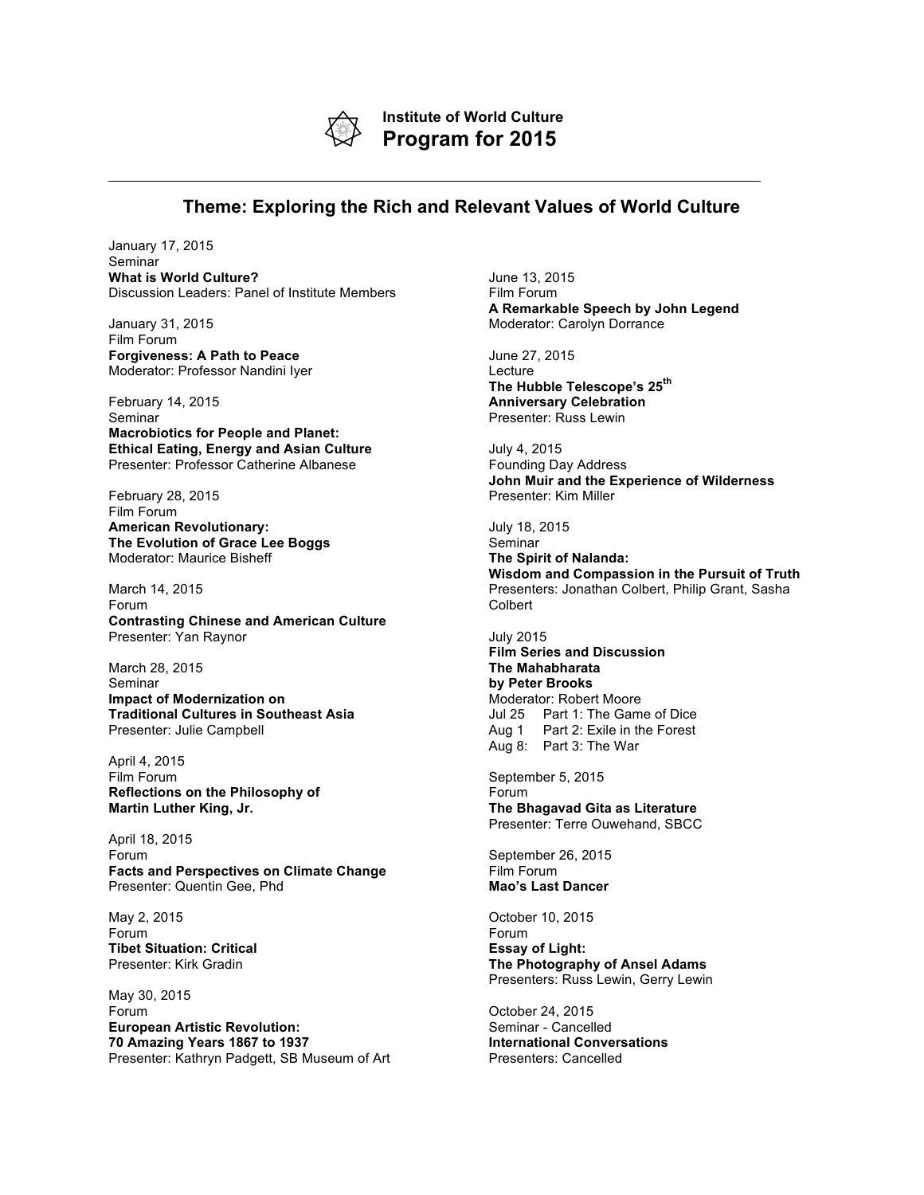**Institute of World Culture**
# Program for 2015

---

## Theme: Exploring the Rich and Relevant Values of World Culture

January 17, 2015
Seminar
**What is World Culture?**
Discussion Leaders: Panel of Institute Members

January 31, 2015
Film Forum
**Forgiveness: A Path to Peace**
Moderator: Professor Nandini Iyer

February 14, 2015
Seminar
**Macrobiotics for People and Planet: Ethical Eating, Energy and Asian Culture**
Presenter: Professor Catherine Albanese

February 28, 2015
Film Forum
**American Revolutionary: The Evolution of Grace Lee Boggs**
Moderator: Maurice Bisheff

March 14, 2015
Forum
**Contrasting Chinese and American Culture**
Presenter: Yan Raynor

March 28, 2015
Seminar
**Impact of Modernization on Traditional Cultures in Southeast Asia**
Presenter: Julie Campbell

April 4, 2015
Film Forum
**Reflections on the Philosophy of Martin Luther King, Jr.**

April 18, 2015
Forum
**Facts and Perspectives on Climate Change**
Presenter: Quentin Gee, Phd

May 2, 2015
Forum
**Tibet Situation: Critical**
Presenter: Kirk Gradin

May 30, 2015
Forum
**European Artistic Revolution: 70 Amazing Years 1867 to 1937**
Presenter: Kathryn Padgett, SB Museum of Art

June 13, 2015
Film Forum
**A Remarkable Speech by John Legend**
Moderator: Carolyn Dorrance

June 27, 2015
Lecture
**The Hubble Telescope's 25th Anniversary Celebration**
Presenter: Russ Lewin

July 4, 2015
Founding Day Address
**John Muir and the Experience of Wilderness**
Presenter: Kim Miller

July 18, 2015
Seminar
**The Spirit of Nalanda: Wisdom and Compassion in the Pursuit of Truth**
Presenters: Jonathan Colbert, Philip Grant, Sasha Colbert

July 2015
**Film Series and Discussion**
**The Mahabharata**
**by Peter Brooks**
Moderator: Robert Moore
Jul 25 Part 1: The Game of Dice
Aug 1 Part 2: Exile in the Forest
Aug 8: Part 3: The War

September 5, 2015
Forum
**The Bhagavad Gita as Literature**
Presenter: Terre Ouwehand, SBCC

September 26, 2015
Film Forum
**Mao's Last Dancer**

October 10, 2015
Forum
**Essay of Light: The Photography of Ansel Adams**
Presenters: Russ Lewin, Gerry Lewin

October 24, 2015
Seminar - Cancelled
**International Conversations**
Presenters: Cancelled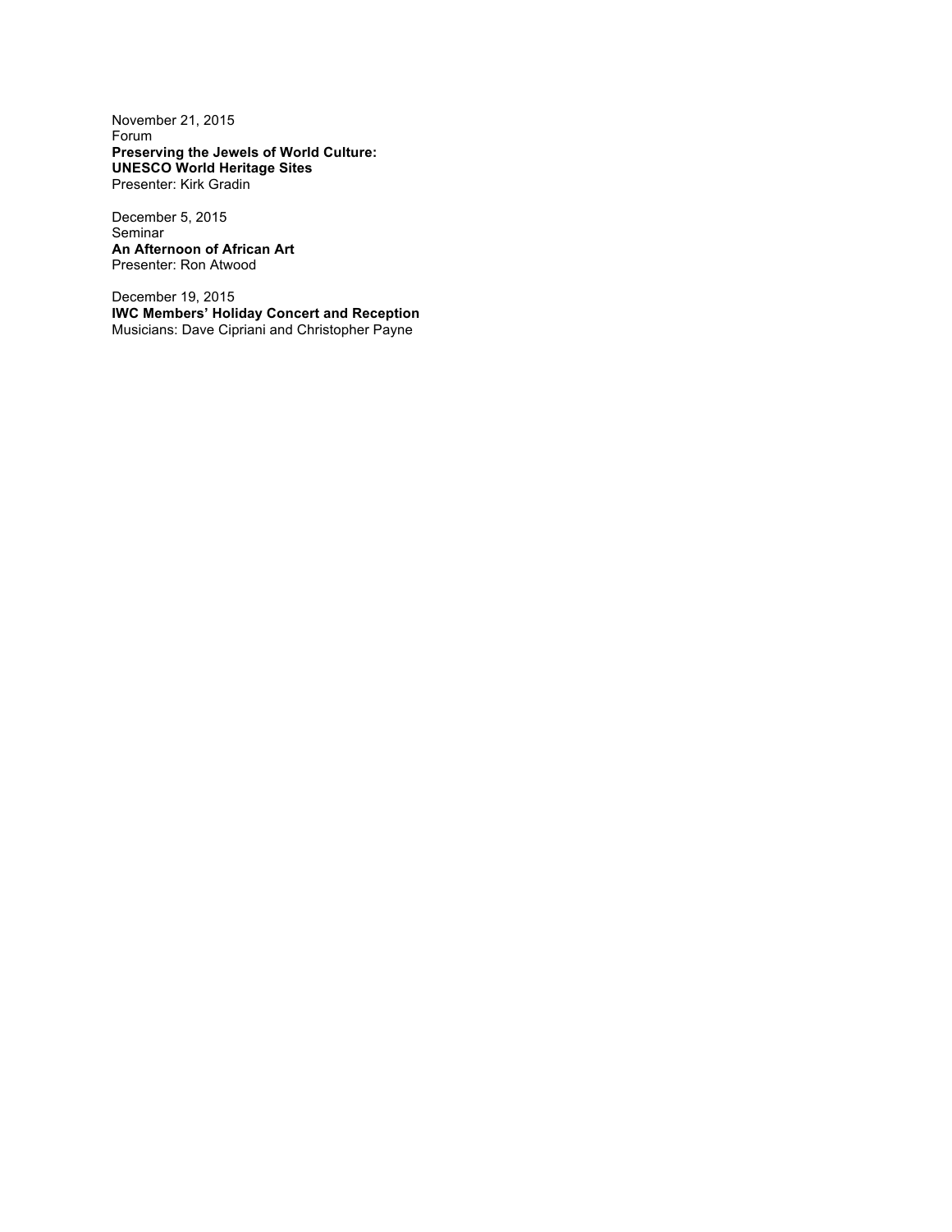November 21, 2015
Forum
**Preserving the Jewels of World Culture:**
**UNESCO World Heritage Sites**
Presenter: Kirk Gradin

December 5, 2015
Seminar
**An Afternoon of African Art**
Presenter: Ron Atwood

December 19, 2015
**IWC Members' Holiday Concert and Reception**
Musicians: Dave Cipriani and Christopher Payne